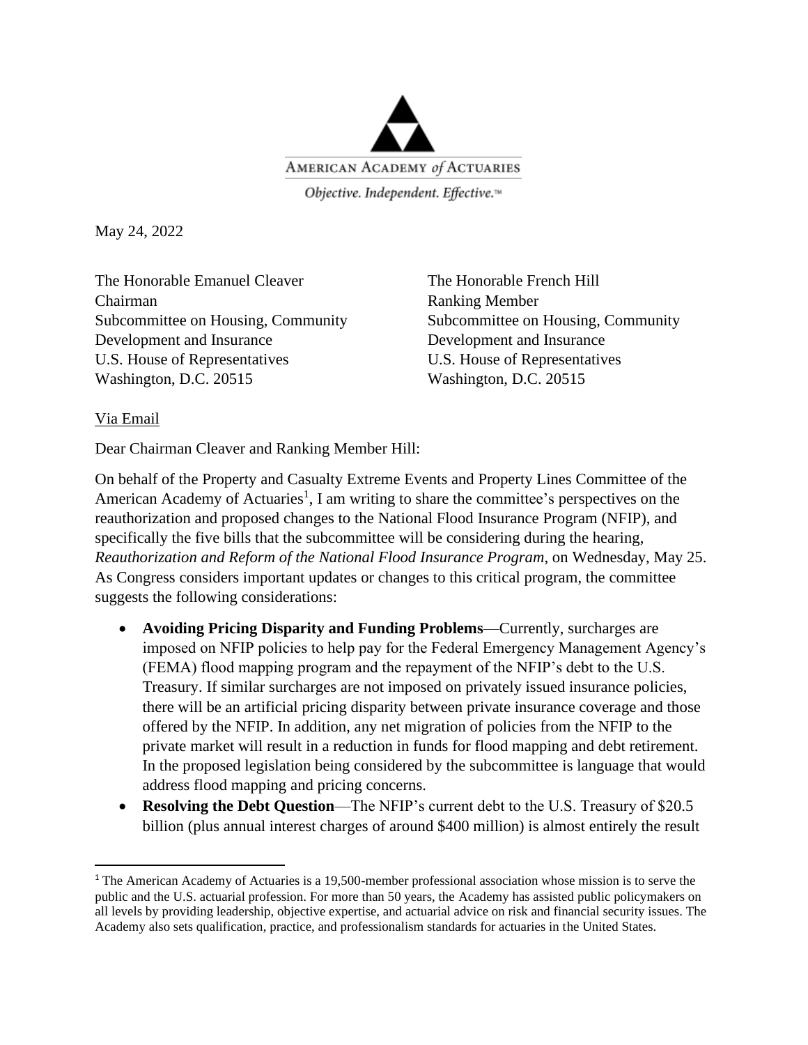AMERICAN ACADEMY *of* ACTUARIES

*Objective. Independent. Effective.*™

May 24, 2022

The Honorable Emanuel Cleaver
Chairman
Subcommittee on Housing, Community Development and Insurance
U.S. House of Representatives
Washington, D.C. 20515

The Honorable French Hill
Ranking Member
Subcommittee on Housing, Community Development and Insurance
U.S. House of Representatives
Washington, D.C. 20515

Via Email

Dear Chairman Cleaver and Ranking Member Hill:

On behalf of the Property and Casualty Extreme Events and Property Lines Committee of the American Academy of Actuaries[1], I am writing to share the committee's perspectives on the reauthorization and proposed changes to the National Flood Insurance Program (NFIP), and specifically the five bills that the subcommittee will be considering during the hearing, *Reauthorization and Reform of the National Flood Insurance Program,* on Wednesday, May 25. As Congress considers important updates or changes to this critical program, the committee suggests the following considerations:

- **Avoiding Pricing Disparity and Funding Problems**—Currently, surcharges are imposed on NFIP policies to help pay for the Federal Emergency Management Agency's (FEMA) flood mapping program and the repayment of the NFIP's debt to the U.S. Treasury. If similar surcharges are not imposed on privately issued insurance policies, there will be an artificial pricing disparity between private insurance coverage and those offered by the NFIP. In addition, any net migration of policies from the NFIP to the private market will result in a reduction in funds for flood mapping and debt retirement. In the proposed legislation being considered by the subcommittee is language that would address flood mapping and pricing concerns.
- **Resolving the Debt Question**—The NFIP's current debt to the U.S. Treasury of \$20.5 billion (plus annual interest charges of around \$400 million) is almost entirely the result

[1] The American Academy of Actuaries is a 19,500-member professional association whose mission is to serve the public and the U.S. actuarial profession. For more than 50 years, the Academy has assisted public policymakers on all levels by providing leadership, objective expertise, and actuarial advice on risk and financial security issues. The Academy also sets qualification, practice, and professionalism standards for actuaries in the United States.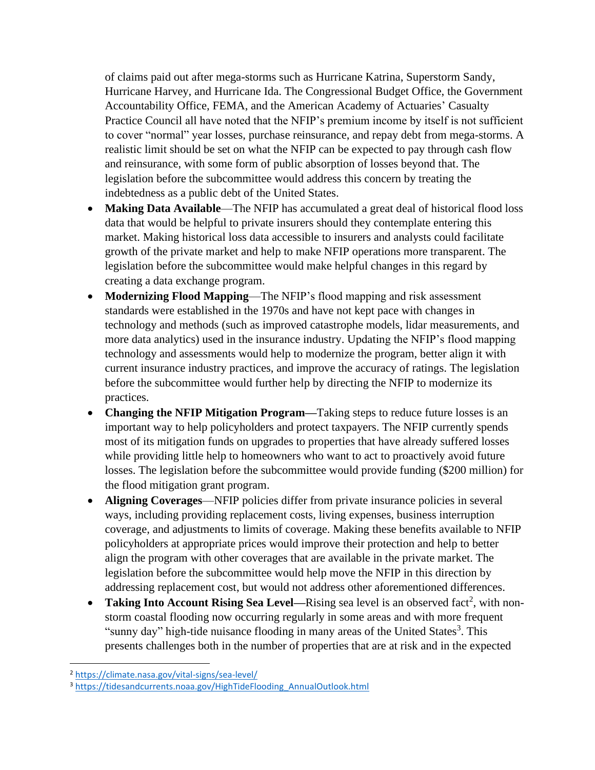of claims paid out after mega-storms such as Hurricane Katrina, Superstorm Sandy, Hurricane Harvey, and Hurricane Ida. The Congressional Budget Office, the Government Accountability Office, FEMA, and the American Academy of Actuaries' Casualty Practice Council all have noted that the NFIP's premium income by itself is not sufficient to cover "normal" year losses, purchase reinsurance, and repay debt from mega-storms. A realistic limit should be set on what the NFIP can be expected to pay through cash flow and reinsurance, with some form of public absorption of losses beyond that. The legislation before the subcommittee would address this concern by treating the indebtedness as a public debt of the United States.

- **Making Data Available**—The NFIP has accumulated a great deal of historical flood loss data that would be helpful to private insurers should they contemplate entering this market. Making historical loss data accessible to insurers and analysts could facilitate growth of the private market and help to make NFIP operations more transparent. The legislation before the subcommittee would make helpful changes in this regard by creating a data exchange program.
- **Modernizing Flood Mapping**—The NFIP's flood mapping and risk assessment standards were established in the 1970s and have not kept pace with changes in technology and methods (such as improved catastrophe models, lidar measurements, and more data analytics) used in the insurance industry. Updating the NFIP's flood mapping technology and assessments would help to modernize the program, better align it with current insurance industry practices, and improve the accuracy of ratings. The legislation before the subcommittee would further help by directing the NFIP to modernize its practices.
- **Changing the NFIP Mitigation Program—**Taking steps to reduce future losses is an important way to help policyholders and protect taxpayers. The NFIP currently spends most of its mitigation funds on upgrades to properties that have already suffered losses while providing little help to homeowners who want to act to proactively avoid future losses. The legislation before the subcommittee would provide funding ($200 million) for the flood mitigation grant program.
- **Aligning Coverages**—NFIP policies differ from private insurance policies in several ways, including providing replacement costs, living expenses, business interruption coverage, and adjustments to limits of coverage. Making these benefits available to NFIP policyholders at appropriate prices would improve their protection and help to better align the program with other coverages that are available in the private market. The legislation before the subcommittee would help move the NFIP in this direction by addressing replacement cost, but would not address other aforementioned differences.
- **Taking Into Account Rising Sea Level—**Rising sea level is an observed fact[2], with non-storm coastal flooding now occurring regularly in some areas and with more frequent "sunny day" high-tide nuisance flooding in many areas of the United States[3]. This presents challenges both in the number of properties that are at risk and in the expected

[2] https://climate.nasa.gov/vital-signs/sea-level/

[3] https://tidesandcurrents.noaa.gov/HighTideFlooding_AnnualOutlook.html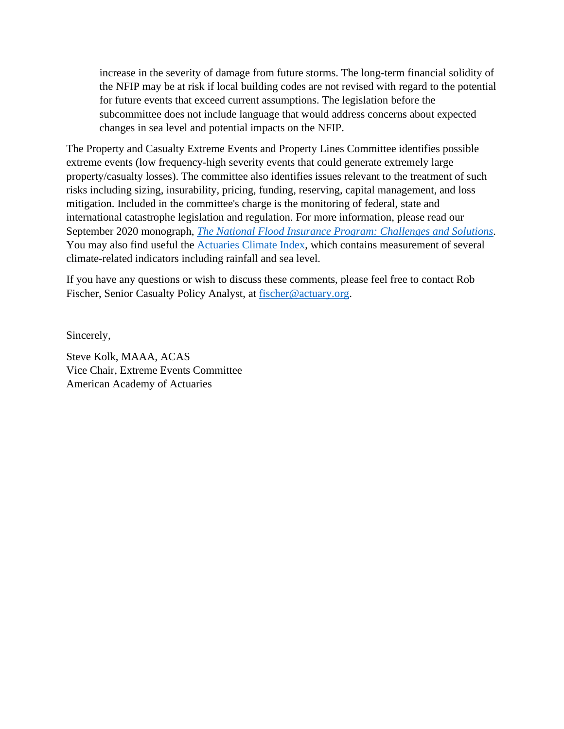> increase in the severity of damage from future storms. The long-term financial solidity of the NFIP may be at risk if local building codes are not revised with regard to the potential for future events that exceed current assumptions. The legislation before the subcommittee does not include language that would address concerns about expected changes in sea level and potential impacts on the NFIP.

The Property and Casualty Extreme Events and Property Lines Committee identifies possible extreme events (low frequency-high severity events that could generate extremely large property/casualty losses). The committee also identifies issues relevant to the treatment of such risks including sizing, insurability, pricing, funding, reserving, capital management, and loss mitigation. Included in the committee's charge is the monitoring of federal, state and international catastrophe legislation and regulation. For more information, please read our September 2020 monograph, *The National Flood Insurance Program: Challenges and Solutions*. You may also find useful the Actuaries Climate Index, which contains measurement of several climate-related indicators including rainfall and sea level.

If you have any questions or wish to discuss these comments, please feel free to contact Rob Fischer, Senior Casualty Policy Analyst, at fischer@actuary.org.

Sincerely,

Steve Kolk, MAAA, ACAS
Vice Chair, Extreme Events Committee
American Academy of Actuaries